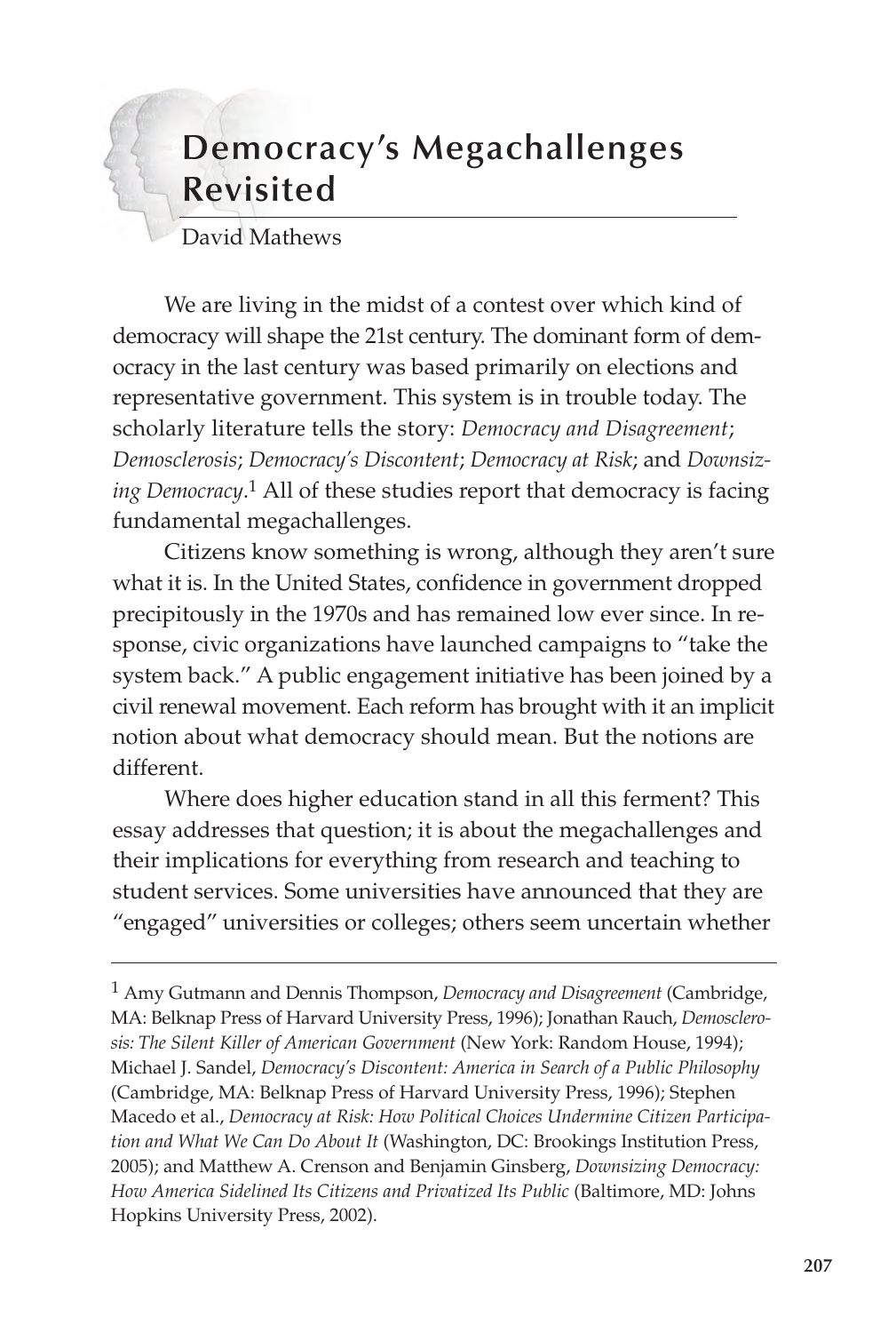# Democracy's Megachallenges Revisited

David Mathews

We are living in the midst of a contest over which kind of democracy will shape the 21st century. The dominant form of democracy in the last century was based primarily on elections and representative government. This system is in trouble today. The scholarly literature tells the story: *Democracy and Disagreement*; *Demosclerosis*; *Democracy's Discontent*; *Democracy at Risk*; and *Downsizing Democracy*.[1] All of these studies report that democracy is facing fundamental megachallenges.

Citizens know something is wrong, although they aren't sure what it is. In the United States, confidence in government dropped precipitously in the 1970s and has remained low ever since. In response, civic organizations have launched campaigns to "take the system back." A public engagement initiative has been joined by a civil renewal movement. Each reform has brought with it an implicit notion about what democracy should mean. But the notions are different.

Where does higher education stand in all this ferment? This essay addresses that question; it is about the megachallenges and their implications for everything from research and teaching to student services. Some universities have announced that they are "engaged" universities or colleges; others seem uncertain whether

---

[1] Amy Gutmann and Dennis Thompson, *Democracy and Disagreement* (Cambridge, MA: Belknap Press of Harvard University Press, 1996); Jonathan Rauch, *Demosclerosis: The Silent Killer of American Government* (New York: Random House, 1994); Michael J. Sandel, *Democracy's Discontent: America in Search of a Public Philosophy* (Cambridge, MA: Belknap Press of Harvard University Press, 1996); Stephen Macedo et al., *Democracy at Risk: How Political Choices Undermine Citizen Participation and What We Can Do About It* (Washington, DC: Brookings Institution Press, 2005); and Matthew A. Crenson and Benjamin Ginsberg, *Downsizing Democracy: How America Sidelined Its Citizens and Privatized Its Public* (Baltimore, MD: Johns Hopkins University Press, 2002).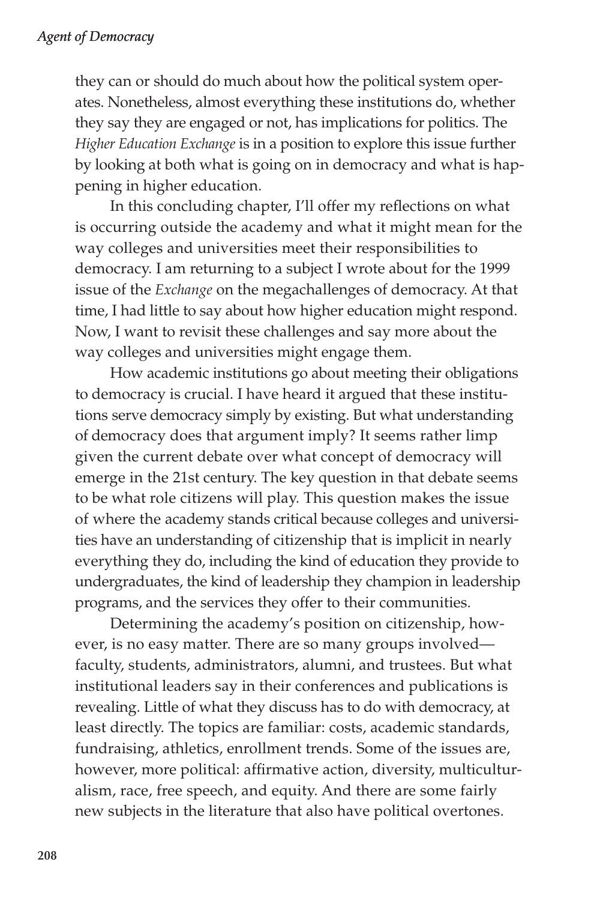they can or should do much about how the political system operates. Nonetheless, almost everything these institutions do, whether they say they are engaged or not, has implications for politics. The *Higher Education Exchange* is in a position to explore this issue further by looking at both what is going on in democracy and what is happening in higher education.

In this concluding chapter, I'll offer my reflections on what is occurring outside the academy and what it might mean for the way colleges and universities meet their responsibilities to democracy. I am returning to a subject I wrote about for the 1999 issue of the *Exchange* on the megachallenges of democracy. At that time, I had little to say about how higher education might respond. Now, I want to revisit these challenges and say more about the way colleges and universities might engage them.

How academic institutions go about meeting their obligations to democracy is crucial. I have heard it argued that these institutions serve democracy simply by existing. But what understanding of democracy does that argument imply? It seems rather limp given the current debate over what concept of democracy will emerge in the 21st century. The key question in that debate seems to be what role citizens will play. This question makes the issue of where the academy stands critical because colleges and universities have an understanding of citizenship that is implicit in nearly everything they do, including the kind of education they provide to undergraduates, the kind of leadership they champion in leadership programs, and the services they offer to their communities.

Determining the academy's position on citizenship, however, is no easy matter. There are so many groups involved—faculty, students, administrators, alumni, and trustees. But what institutional leaders say in their conferences and publications is revealing. Little of what they discuss has to do with democracy, at least directly. The topics are familiar: costs, academic standards, fundraising, athletics, enrollment trends. Some of the issues are, however, more political: affirmative action, diversity, multiculturalism, race, free speech, and equity. And there are some fairly new subjects in the literature that also have political overtones.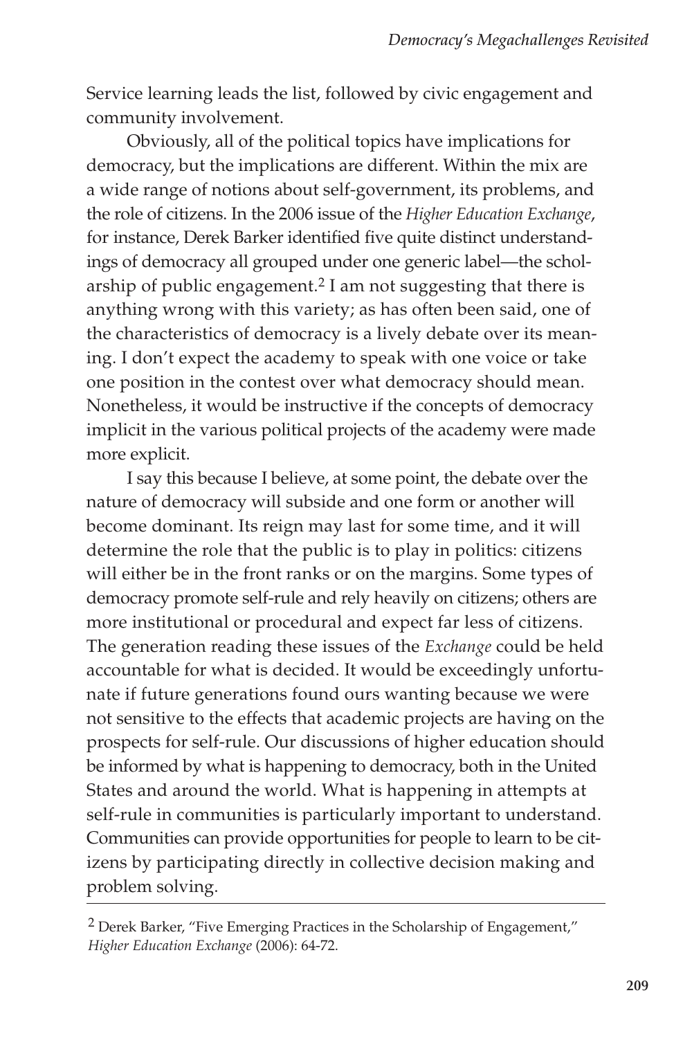Service learning leads the list, followed by civic engagement and community involvement.

Obviously, all of the political topics have implications for democracy, but the implications are different. Within the mix are a wide range of notions about self-government, its problems, and the role of citizens. In the 2006 issue of the *Higher Education Exchange*, for instance, Derek Barker identified five quite distinct understandings of democracy all grouped under one generic label—the scholarship of public engagement.[2] I am not suggesting that there is anything wrong with this variety; as has often been said, one of the characteristics of democracy is a lively debate over its meaning. I don't expect the academy to speak with one voice or take one position in the contest over what democracy should mean. Nonetheless, it would be instructive if the concepts of democracy implicit in the various political projects of the academy were made more explicit.

I say this because I believe, at some point, the debate over the nature of democracy will subside and one form or another will become dominant. Its reign may last for some time, and it will determine the role that the public is to play in politics: citizens will either be in the front ranks or on the margins. Some types of democracy promote self-rule and rely heavily on citizens; others are more institutional or procedural and expect far less of citizens. The generation reading these issues of the *Exchange* could be held accountable for what is decided. It would be exceedingly unfortunate if future generations found ours wanting because we were not sensitive to the effects that academic projects are having on the prospects for self-rule. Our discussions of higher education should be informed by what is happening to democracy, both in the United States and around the world. What is happening in attempts at self-rule in communities is particularly important to understand. Communities can provide opportunities for people to learn to be citizens by participating directly in collective decision making and problem solving.

---

[2] Derek Barker, "Five Emerging Practices in the Scholarship of Engagement," *Higher Education Exchange* (2006): 64-72.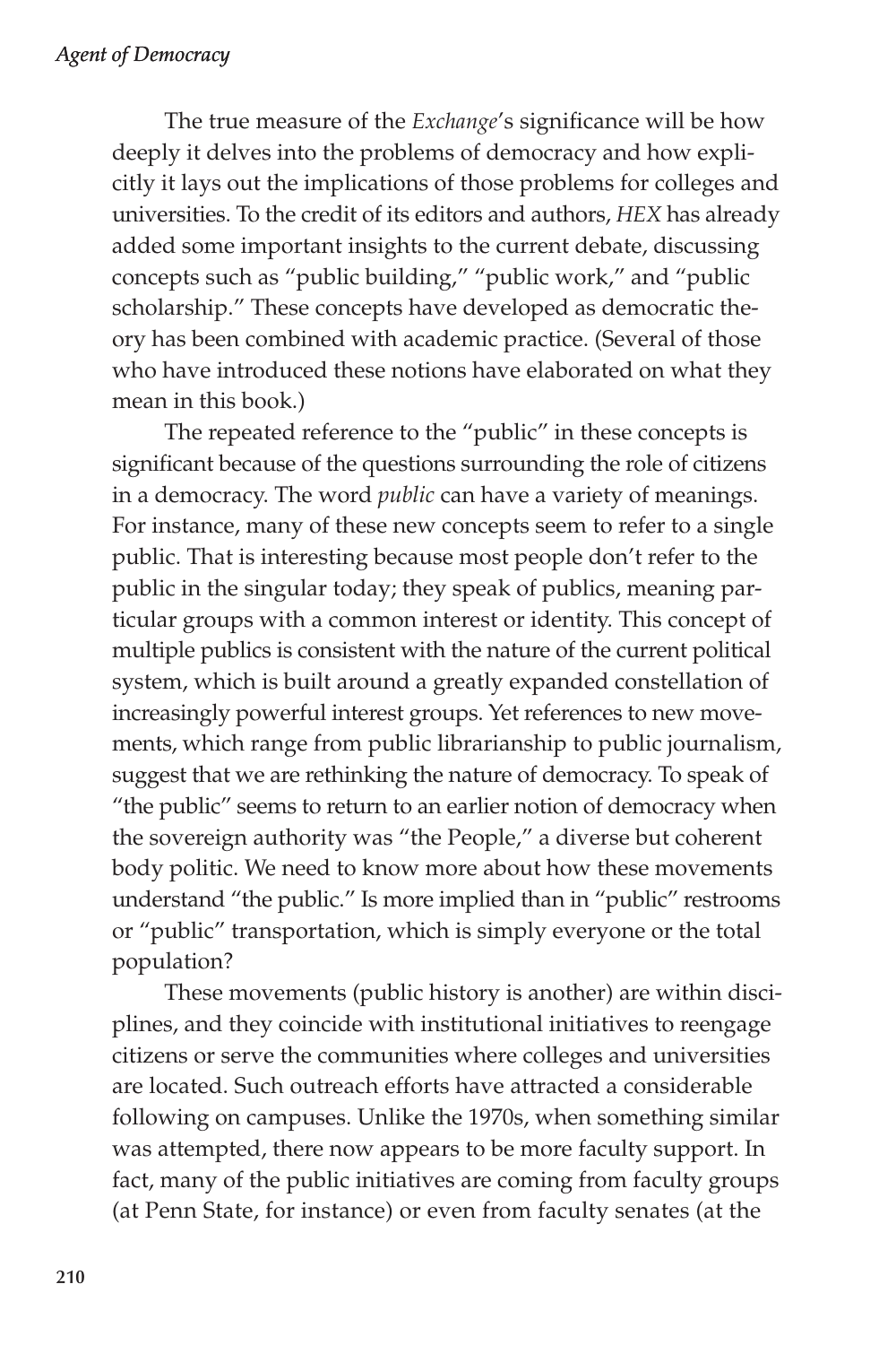The true measure of the *Exchange*'s significance will be how deeply it delves into the problems of democracy and how explicitly it lays out the implications of those problems for colleges and universities. To the credit of its editors and authors, *HEX* has already added some important insights to the current debate, discussing concepts such as "public building," "public work," and "public scholarship." These concepts have developed as democratic theory has been combined with academic practice. (Several of those who have introduced these notions have elaborated on what they mean in this book.)

The repeated reference to the "public" in these concepts is significant because of the questions surrounding the role of citizens in a democracy. The word *public* can have a variety of meanings. For instance, many of these new concepts seem to refer to a single public. That is interesting because most people don't refer to the public in the singular today; they speak of publics, meaning particular groups with a common interest or identity. This concept of multiple publics is consistent with the nature of the current political system, which is built around a greatly expanded constellation of increasingly powerful interest groups. Yet references to new movements, which range from public librarianship to public journalism, suggest that we are rethinking the nature of democracy. To speak of "the public" seems to return to an earlier notion of democracy when the sovereign authority was "the People," a diverse but coherent body politic. We need to know more about how these movements understand "the public." Is more implied than in "public" restrooms or "public" transportation, which is simply everyone or the total population?

These movements (public history is another) are within disciplines, and they coincide with institutional initiatives to reengage citizens or serve the communities where colleges and universities are located. Such outreach efforts have attracted a considerable following on campuses. Unlike the 1970s, when something similar was attempted, there now appears to be more faculty support. In fact, many of the public initiatives are coming from faculty groups (at Penn State, for instance) or even from faculty senates (at the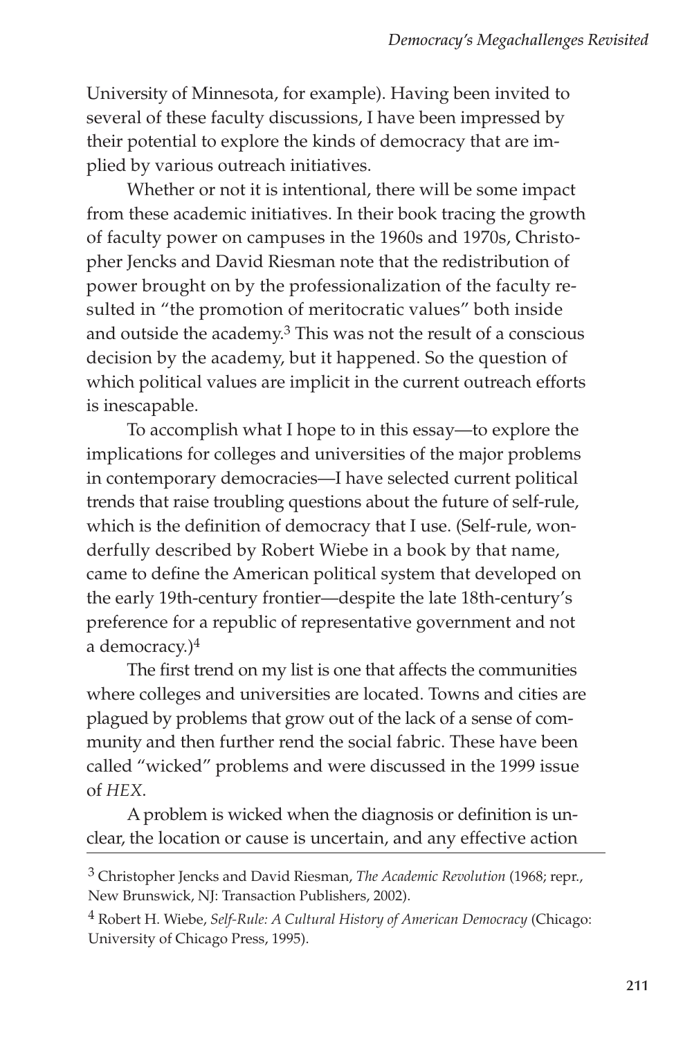University of Minnesota, for example). Having been invited to several of these faculty discussions, I have been impressed by their potential to explore the kinds of democracy that are implied by various outreach initiatives.

Whether or not it is intentional, there will be some impact from these academic initiatives. In their book tracing the growth of faculty power on campuses in the 1960s and 1970s, Christopher Jencks and David Riesman note that the redistribution of power brought on by the professionalization of the faculty resulted in "the promotion of meritocratic values" both inside and outside the academy.[3] This was not the result of a conscious decision by the academy, but it happened. So the question of which political values are implicit in the current outreach efforts is inescapable.

To accomplish what I hope to in this essay—to explore the implications for colleges and universities of the major problems in contemporary democracies—I have selected current political trends that raise troubling questions about the future of self-rule, which is the definition of democracy that I use. (Self-rule, wonderfully described by Robert Wiebe in a book by that name, came to define the American political system that developed on the early 19th-century frontier—despite the late 18th-century's preference for a republic of representative government and not a democracy.)[4]

The first trend on my list is one that affects the communities where colleges and universities are located. Towns and cities are plagued by problems that grow out of the lack of a sense of community and then further rend the social fabric. These have been called "wicked" problems and were discussed in the 1999 issue of *HEX*.

A problem is wicked when the diagnosis or definition is unclear, the location or cause is uncertain, and any effective action

[3] Christopher Jencks and David Riesman, *The Academic Revolution* (1968; repr., New Brunswick, NJ: Transaction Publishers, 2002).

[4] Robert H. Wiebe, *Self-Rule: A Cultural History of American Democracy* (Chicago: University of Chicago Press, 1995).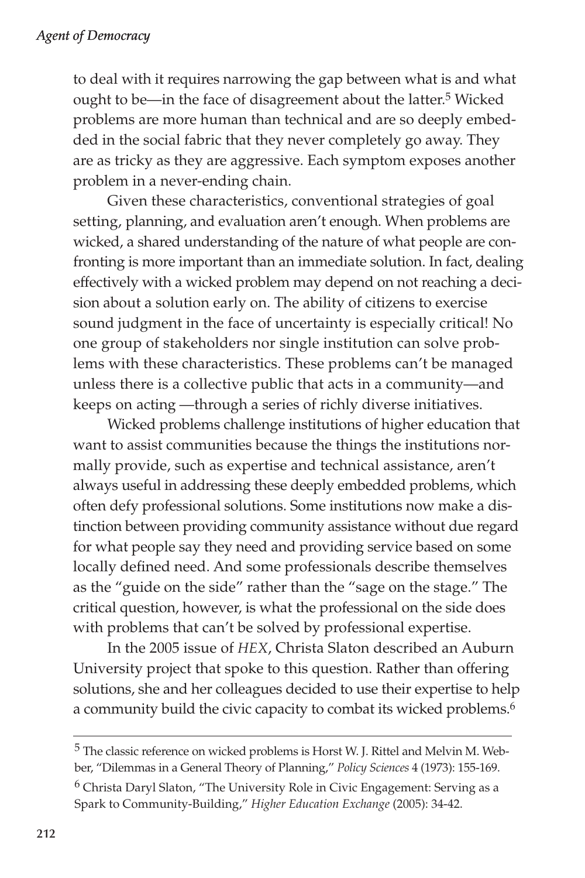to deal with it requires narrowing the gap between what is and what ought to be—in the face of disagreement about the latter.[5] Wicked problems are more human than technical and are so deeply embedded in the social fabric that they never completely go away. They are as tricky as they are aggressive. Each symptom exposes another problem in a never-ending chain.

Given these characteristics, conventional strategies of goal setting, planning, and evaluation aren't enough. When problems are wicked, a shared understanding of the nature of what people are confronting is more important than an immediate solution. In fact, dealing effectively with a wicked problem may depend on not reaching a decision about a solution early on. The ability of citizens to exercise sound judgment in the face of uncertainty is especially critical! No one group of stakeholders nor single institution can solve problems with these characteristics. These problems can't be managed unless there is a collective public that acts in a community—and keeps on acting —through a series of richly diverse initiatives.

Wicked problems challenge institutions of higher education that want to assist communities because the things the institutions normally provide, such as expertise and technical assistance, aren't always useful in addressing these deeply embedded problems, which often defy professional solutions. Some institutions now make a distinction between providing community assistance without due regard for what people say they need and providing service based on some locally defined need. And some professionals describe themselves as the "guide on the side" rather than the "sage on the stage." The critical question, however, is what the professional on the side does with problems that can't be solved by professional expertise.

In the 2005 issue of *HEX*, Christa Slaton described an Auburn University project that spoke to this question. Rather than offering solutions, she and her colleagues decided to use their expertise to help a community build the civic capacity to combat its wicked problems.[6]

---

[5] The classic reference on wicked problems is Horst W. J. Rittel and Melvin M. Webber, "Dilemmas in a General Theory of Planning," *Policy Sciences* 4 (1973): 155-169.

[6] Christa Daryl Slaton, "The University Role in Civic Engagement: Serving as a Spark to Community-Building," *Higher Education Exchange* (2005): 34-42.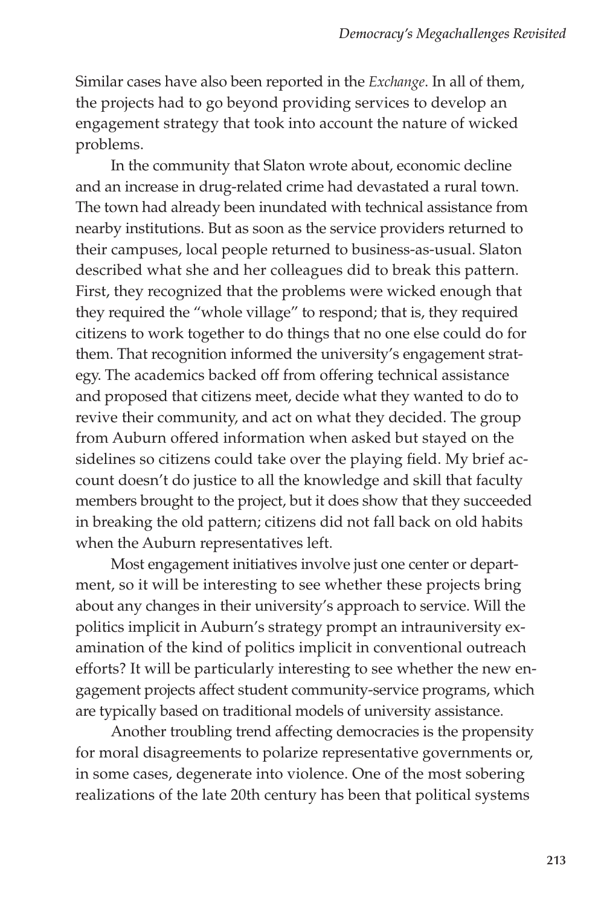Similar cases have also been reported in the *Exchange*. In all of them, the projects had to go beyond providing services to develop an engagement strategy that took into account the nature of wicked problems.

In the community that Slaton wrote about, economic decline and an increase in drug-related crime had devastated a rural town. The town had already been inundated with technical assistance from nearby institutions. But as soon as the service providers returned to their campuses, local people returned to business-as-usual. Slaton described what she and her colleagues did to break this pattern. First, they recognized that the problems were wicked enough that they required the "whole village" to respond; that is, they required citizens to work together to do things that no one else could do for them. That recognition informed the university's engagement strategy. The academics backed off from offering technical assistance and proposed that citizens meet, decide what they wanted to do to revive their community, and act on what they decided. The group from Auburn offered information when asked but stayed on the sidelines so citizens could take over the playing field. My brief account doesn't do justice to all the knowledge and skill that faculty members brought to the project, but it does show that they succeeded in breaking the old pattern; citizens did not fall back on old habits when the Auburn representatives left.

Most engagement initiatives involve just one center or department, so it will be interesting to see whether these projects bring about any changes in their university's approach to service. Will the politics implicit in Auburn's strategy prompt an intrauniversity examination of the kind of politics implicit in conventional outreach efforts? It will be particularly interesting to see whether the new engagement projects affect student community-service programs, which are typically based on traditional models of university assistance.

Another troubling trend affecting democracies is the propensity for moral disagreements to polarize representative governments or, in some cases, degenerate into violence. One of the most sobering realizations of the late 20th century has been that political systems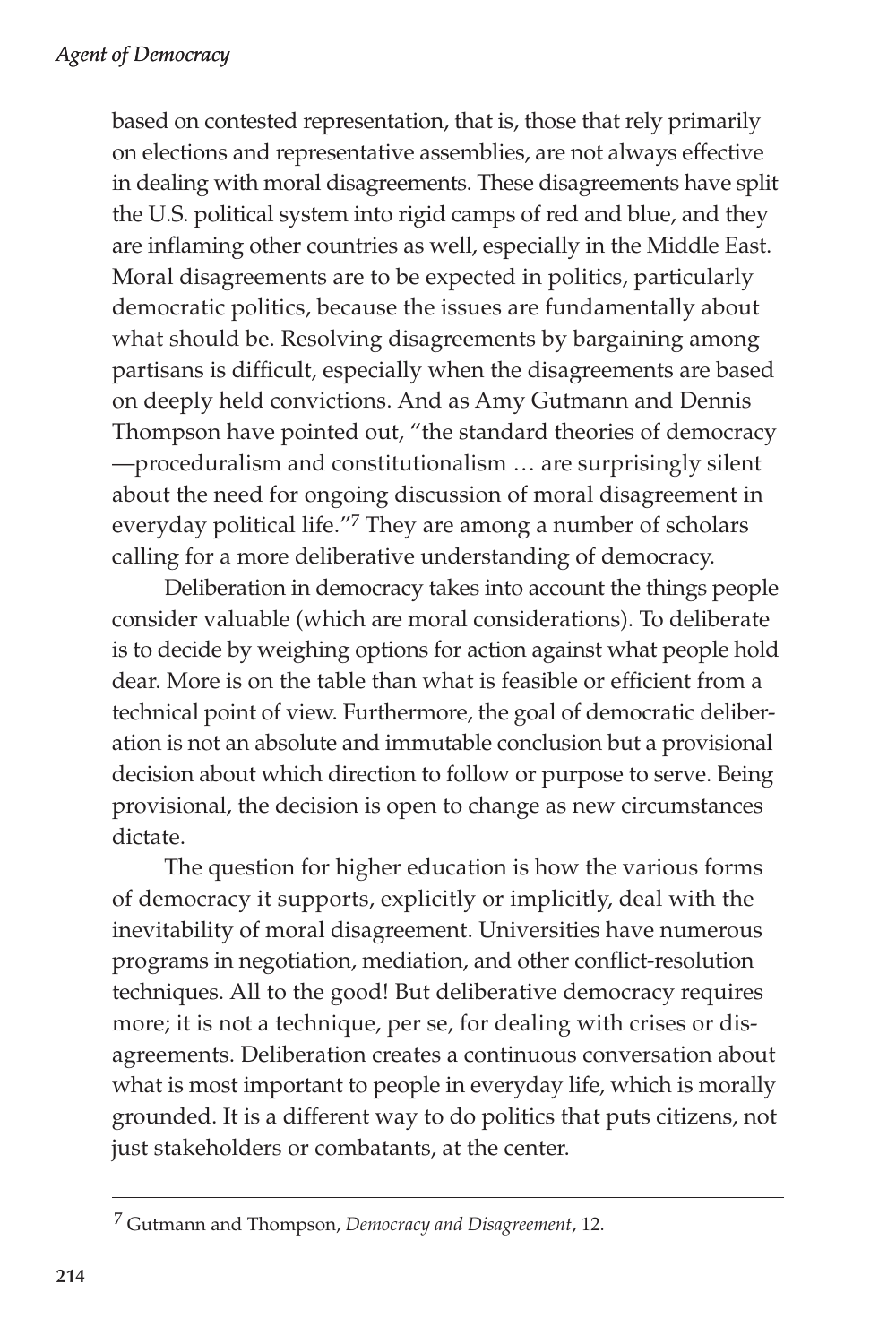based on contested representation, that is, those that rely primarily on elections and representative assemblies, are not always effective in dealing with moral disagreements. These disagreements have split the U.S. political system into rigid camps of red and blue, and they are inflaming other countries as well, especially in the Middle East. Moral disagreements are to be expected in politics, particularly democratic politics, because the issues are fundamentally about what should be. Resolving disagreements by bargaining among partisans is difficult, especially when the disagreements are based on deeply held convictions. And as Amy Gutmann and Dennis Thompson have pointed out, "the standard theories of democracy —proceduralism and constitutionalism … are surprisingly silent about the need for ongoing discussion of moral disagreement in everyday political life."[7] They are among a number of scholars calling for a more deliberative understanding of democracy.

Deliberation in democracy takes into account the things people consider valuable (which are moral considerations). To deliberate is to decide by weighing options for action against what people hold dear. More is on the table than what is feasible or efficient from a technical point of view. Furthermore, the goal of democratic deliberation is not an absolute and immutable conclusion but a provisional decision about which direction to follow or purpose to serve. Being provisional, the decision is open to change as new circumstances dictate.

The question for higher education is how the various forms of democracy it supports, explicitly or implicitly, deal with the inevitability of moral disagreement. Universities have numerous programs in negotiation, mediation, and other conflict-resolution techniques. All to the good! But deliberative democracy requires more; it is not a technique, per se, for dealing with crises or disagreements. Deliberation creates a continuous conversation about what is most important to people in everyday life, which is morally grounded. It is a different way to do politics that puts citizens, not just stakeholders or combatants, at the center.

---

[7] Gutmann and Thompson, *Democracy and Disagreement*, 12.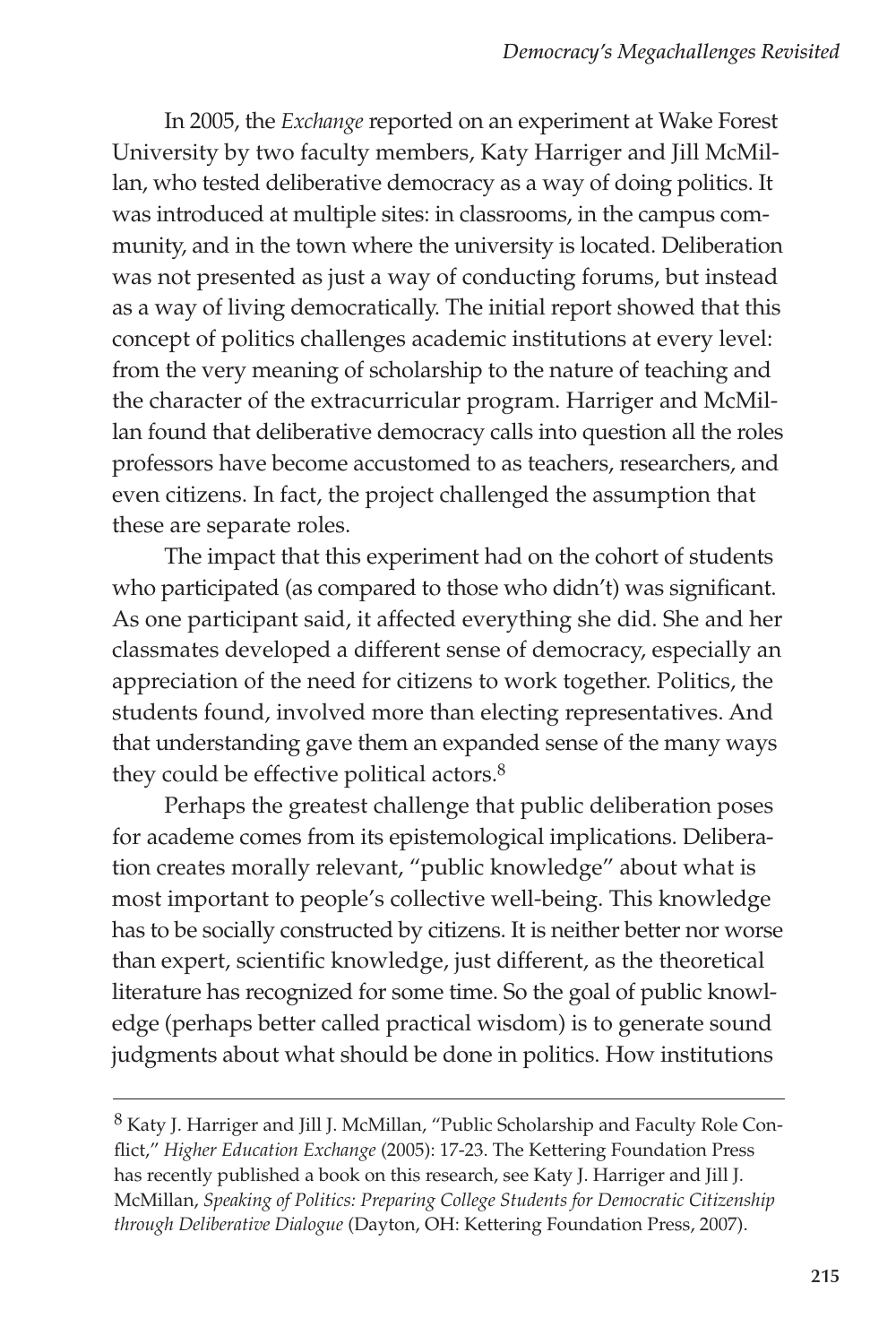In 2005, the *Exchange* reported on an experiment at Wake Forest University by two faculty members, Katy Harriger and Jill McMillan, who tested deliberative democracy as a way of doing politics. It was introduced at multiple sites: in classrooms, in the campus community, and in the town where the university is located. Deliberation was not presented as just a way of conducting forums, but instead as a way of living democratically. The initial report showed that this concept of politics challenges academic institutions at every level: from the very meaning of scholarship to the nature of teaching and the character of the extracurricular program. Harriger and McMillan found that deliberative democracy calls into question all the roles professors have become accustomed to as teachers, researchers, and even citizens. In fact, the project challenged the assumption that these are separate roles.

The impact that this experiment had on the cohort of students who participated (as compared to those who didn't) was significant. As one participant said, it affected everything she did. She and her classmates developed a different sense of democracy, especially an appreciation of the need for citizens to work together. Politics, the students found, involved more than electing representatives. And that understanding gave them an expanded sense of the many ways they could be effective political actors.[8]

Perhaps the greatest challenge that public deliberation poses for academe comes from its epistemological implications. Deliberation creates morally relevant, "public knowledge" about what is most important to people's collective well-being. This knowledge has to be socially constructed by citizens. It is neither better nor worse than expert, scientific knowledge, just different, as the theoretical literature has recognized for some time. So the goal of public knowledge (perhaps better called practical wisdom) is to generate sound judgments about what should be done in politics. How institutions

---

[8] Katy J. Harriger and Jill J. McMillan, "Public Scholarship and Faculty Role Conflict," *Higher Education Exchange* (2005): 17-23. The Kettering Foundation Press has recently published a book on this research, see Katy J. Harriger and Jill J. McMillan, *Speaking of Politics: Preparing College Students for Democratic Citizenship through Deliberative Dialogue* (Dayton, OH: Kettering Foundation Press, 2007).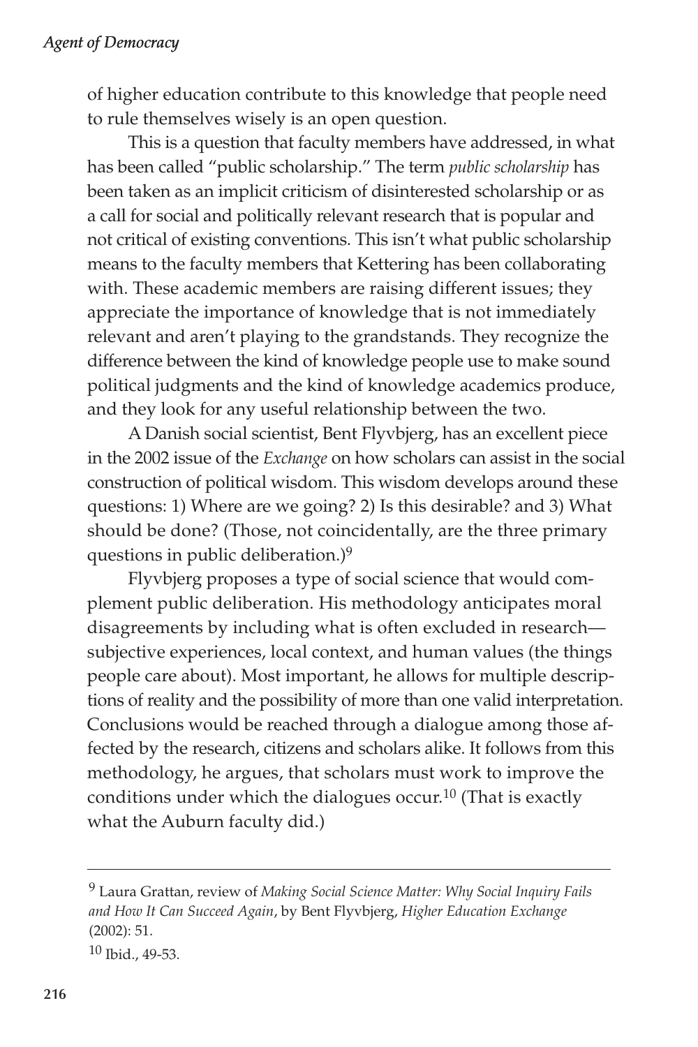of higher education contribute to this knowledge that people need to rule themselves wisely is an open question.

This is a question that faculty members have addressed, in what has been called "public scholarship." The term *public scholarship* has been taken as an implicit criticism of disinterested scholarship or as a call for social and politically relevant research that is popular and not critical of existing conventions. This isn't what public scholarship means to the faculty members that Kettering has been collaborating with. These academic members are raising different issues; they appreciate the importance of knowledge that is not immediately relevant and aren't playing to the grandstands. They recognize the difference between the kind of knowledge people use to make sound political judgments and the kind of knowledge academics produce, and they look for any useful relationship between the two.

A Danish social scientist, Bent Flyvbjerg, has an excellent piece in the 2002 issue of the *Exchange* on how scholars can assist in the social construction of political wisdom. This wisdom develops around these questions: 1) Where are we going? 2) Is this desirable? and 3) What should be done? (Those, not coincidentally, are the three primary questions in public deliberation.)[9]

Flyvbjerg proposes a type of social science that would complement public deliberation. His methodology anticipates moral disagreements by including what is often excluded in research—subjective experiences, local context, and human values (the things people care about). Most important, he allows for multiple descriptions of reality and the possibility of more than one valid interpretation. Conclusions would be reached through a dialogue among those affected by the research, citizens and scholars alike. It follows from this methodology, he argues, that scholars must work to improve the conditions under which the dialogues occur.[10] (That is exactly what the Auburn faculty did.)

---

[9] Laura Grattan, review of *Making Social Science Matter: Why Social Inquiry Fails and How It Can Succeed Again*, by Bent Flyvbjerg, *Higher Education Exchange* (2002): 51.

[10] Ibid., 49-53.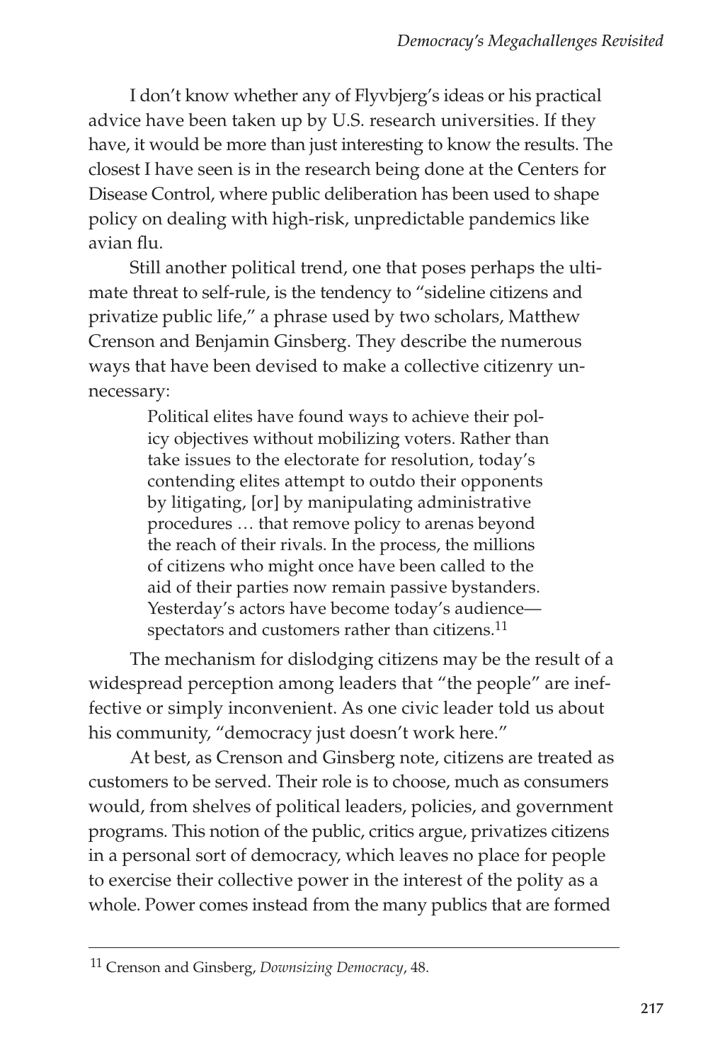I don't know whether any of Flyvbjerg's ideas or his practical advice have been taken up by U.S. research universities. If they have, it would be more than just interesting to know the results. The closest I have seen is in the research being done at the Centers for Disease Control, where public deliberation has been used to shape policy on dealing with high-risk, unpredictable pandemics like avian flu.

Still another political trend, one that poses perhaps the ultimate threat to self-rule, is the tendency to "sideline citizens and privatize public life," a phrase used by two scholars, Matthew Crenson and Benjamin Ginsberg. They describe the numerous ways that have been devised to make a collective citizenry unnecessary:

> Political elites have found ways to achieve their policy objectives without mobilizing voters. Rather than take issues to the electorate for resolution, today's contending elites attempt to outdo their opponents by litigating, [or] by manipulating administrative procedures … that remove policy to arenas beyond the reach of their rivals. In the process, the millions of citizens who might once have been called to the aid of their parties now remain passive bystanders. Yesterday's actors have become today's audience—spectators and customers rather than citizens.[11]

The mechanism for dislodging citizens may be the result of a widespread perception among leaders that "the people" are ineffective or simply inconvenient. As one civic leader told us about his community, "democracy just doesn't work here."

At best, as Crenson and Ginsberg note, citizens are treated as customers to be served. Their role is to choose, much as consumers would, from shelves of political leaders, policies, and government programs. This notion of the public, critics argue, privatizes citizens in a personal sort of democracy, which leaves no place for people to exercise their collective power in the interest of the polity as a whole. Power comes instead from the many publics that are formed

---

[11] Crenson and Ginsberg, *Downsizing Democracy*, 48.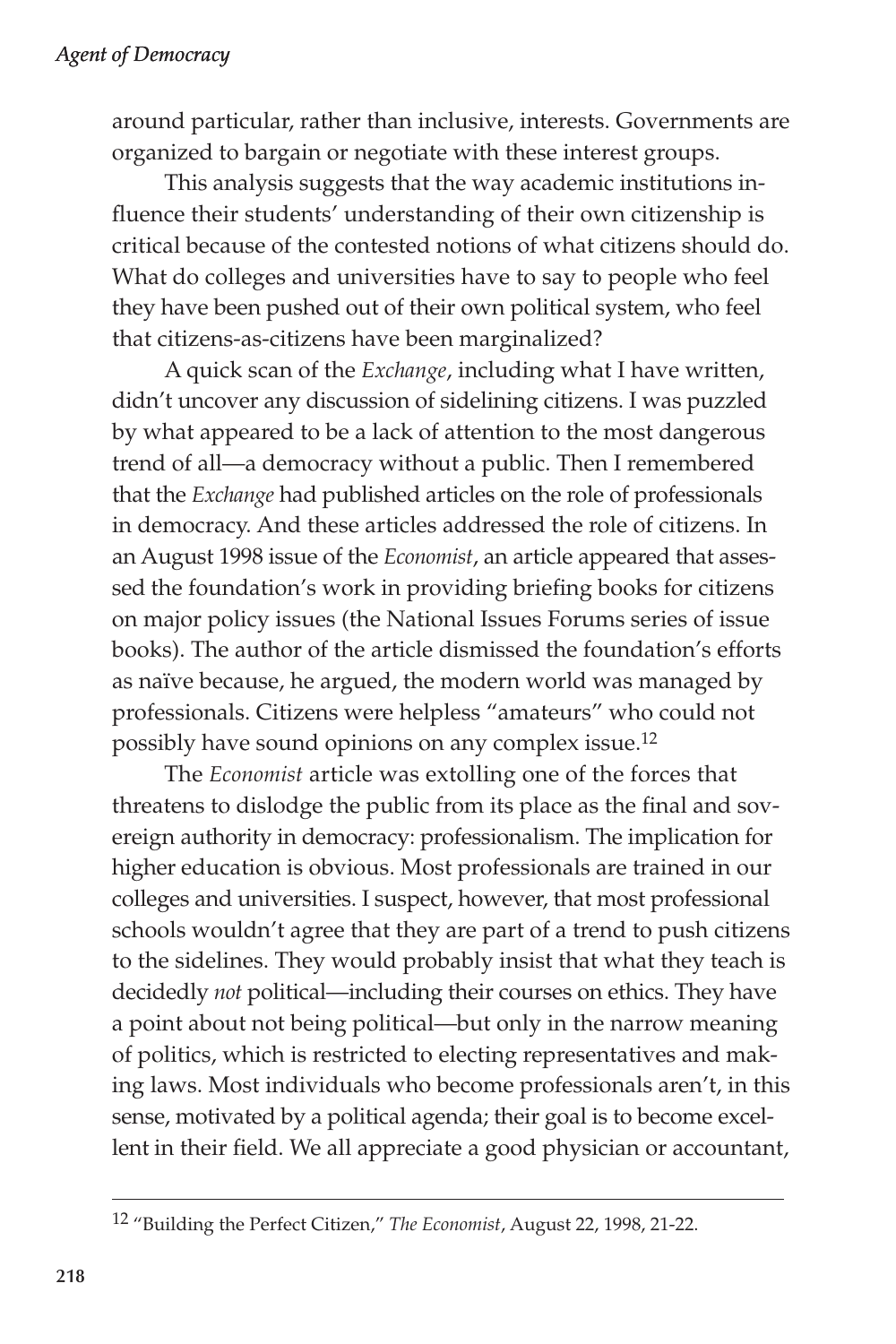around particular, rather than inclusive, interests. Governments are organized to bargain or negotiate with these interest groups.

This analysis suggests that the way academic institutions influence their students' understanding of their own citizenship is critical because of the contested notions of what citizens should do. What do colleges and universities have to say to people who feel they have been pushed out of their own political system, who feel that citizens-as-citizens have been marginalized?

A quick scan of the *Exchange*, including what I have written, didn't uncover any discussion of sidelining citizens. I was puzzled by what appeared to be a lack of attention to the most dangerous trend of all—a democracy without a public. Then I remembered that the *Exchange* had published articles on the role of professionals in democracy. And these articles addressed the role of citizens. In an August 1998 issue of the *Economist*, an article appeared that assessed the foundation's work in providing briefing books for citizens on major policy issues (the National Issues Forums series of issue books). The author of the article dismissed the foundation's efforts as naïve because, he argued, the modern world was managed by professionals. Citizens were helpless "amateurs" who could not possibly have sound opinions on any complex issue.[12]

The *Economist* article was extolling one of the forces that threatens to dislodge the public from its place as the final and sovereign authority in democracy: professionalism. The implication for higher education is obvious. Most professionals are trained in our colleges and universities. I suspect, however, that most professional schools wouldn't agree that they are part of a trend to push citizens to the sidelines. They would probably insist that what they teach is decidedly *not* political—including their courses on ethics. They have a point about not being political—but only in the narrow meaning of politics, which is restricted to electing representatives and making laws. Most individuals who become professionals aren't, in this sense, motivated by a political agenda; their goal is to become excellent in their field. We all appreciate a good physician or accountant,

---

[12] "Building the Perfect Citizen," *The Economist*, August 22, 1998, 21-22.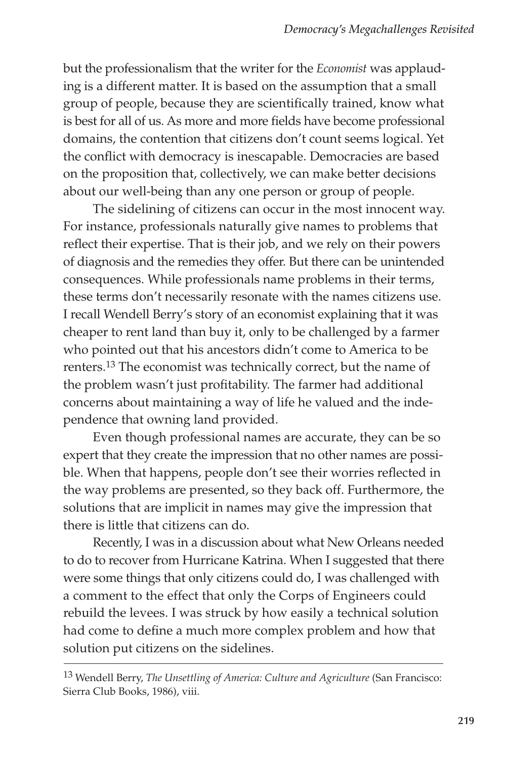but the professionalism that the writer for the *Economist* was applauding is a different matter. It is based on the assumption that a small group of people, because they are scientifically trained, know what is best for all of us. As more and more fields have become professional domains, the contention that citizens don't count seems logical. Yet the conflict with democracy is inescapable. Democracies are based on the proposition that, collectively, we can make better decisions about our well-being than any one person or group of people.

The sidelining of citizens can occur in the most innocent way. For instance, professionals naturally give names to problems that reflect their expertise. That is their job, and we rely on their powers of diagnosis and the remedies they offer. But there can be unintended consequences. While professionals name problems in their terms, these terms don't necessarily resonate with the names citizens use. I recall Wendell Berry's story of an economist explaining that it was cheaper to rent land than buy it, only to be challenged by a farmer who pointed out that his ancestors didn't come to America to be renters.[13] The economist was technically correct, but the name of the problem wasn't just profitability. The farmer had additional concerns about maintaining a way of life he valued and the independence that owning land provided.

Even though professional names are accurate, they can be so expert that they create the impression that no other names are possible. When that happens, people don't see their worries reflected in the way problems are presented, so they back off. Furthermore, the solutions that are implicit in names may give the impression that there is little that citizens can do.

Recently, I was in a discussion about what New Orleans needed to do to recover from Hurricane Katrina. When I suggested that there were some things that only citizens could do, I was challenged with a comment to the effect that only the Corps of Engineers could rebuild the levees. I was struck by how easily a technical solution had come to define a much more complex problem and how that solution put citizens on the sidelines.

---

[13] Wendell Berry, *The Unsettling of America: Culture and Agriculture* (San Francisco: Sierra Club Books, 1986), viii.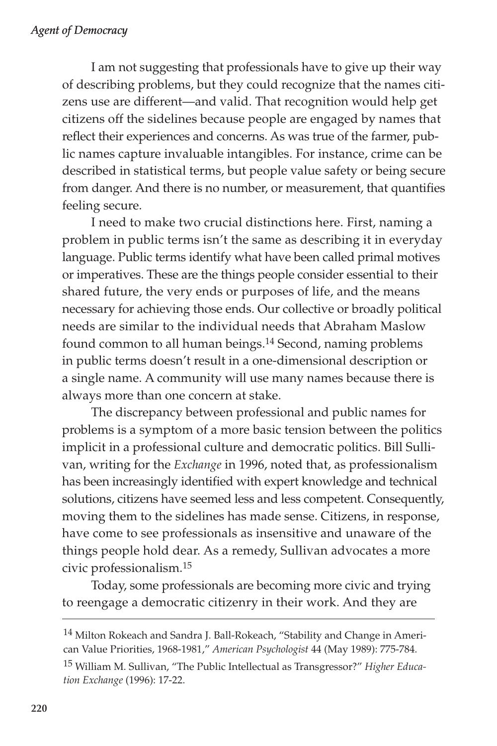I am not suggesting that professionals have to give up their way of describing problems, but they could recognize that the names citizens use are different—and valid. That recognition would help get citizens off the sidelines because people are engaged by names that reflect their experiences and concerns. As was true of the farmer, public names capture invaluable intangibles. For instance, crime can be described in statistical terms, but people value safety or being secure from danger. And there is no number, or measurement, that quantifies feeling secure.

I need to make two crucial distinctions here. First, naming a problem in public terms isn't the same as describing it in everyday language. Public terms identify what have been called primal motives or imperatives. These are the things people consider essential to their shared future, the very ends or purposes of life, and the means necessary for achieving those ends. Our collective or broadly political needs are similar to the individual needs that Abraham Maslow found common to all human beings.[14] Second, naming problems in public terms doesn't result in a one-dimensional description or a single name. A community will use many names because there is always more than one concern at stake.

The discrepancy between professional and public names for problems is a symptom of a more basic tension between the politics implicit in a professional culture and democratic politics. Bill Sullivan, writing for the *Exchange* in 1996, noted that, as professionalism has been increasingly identified with expert knowledge and technical solutions, citizens have seemed less and less competent. Consequently, moving them to the sidelines has made sense. Citizens, in response, have come to see professionals as insensitive and unaware of the things people hold dear. As a remedy, Sullivan advocates a more civic professionalism.[15]

Today, some professionals are becoming more civic and trying to reengage a democratic citizenry in their work. And they are

---

[14] Milton Rokeach and Sandra J. Ball-Rokeach, "Stability and Change in American Value Priorities, 1968-1981," *American Psychologist* 44 (May 1989): 775-784.

[15] William M. Sullivan, "The Public Intellectual as Transgressor?" *Higher Education Exchange* (1996): 17-22.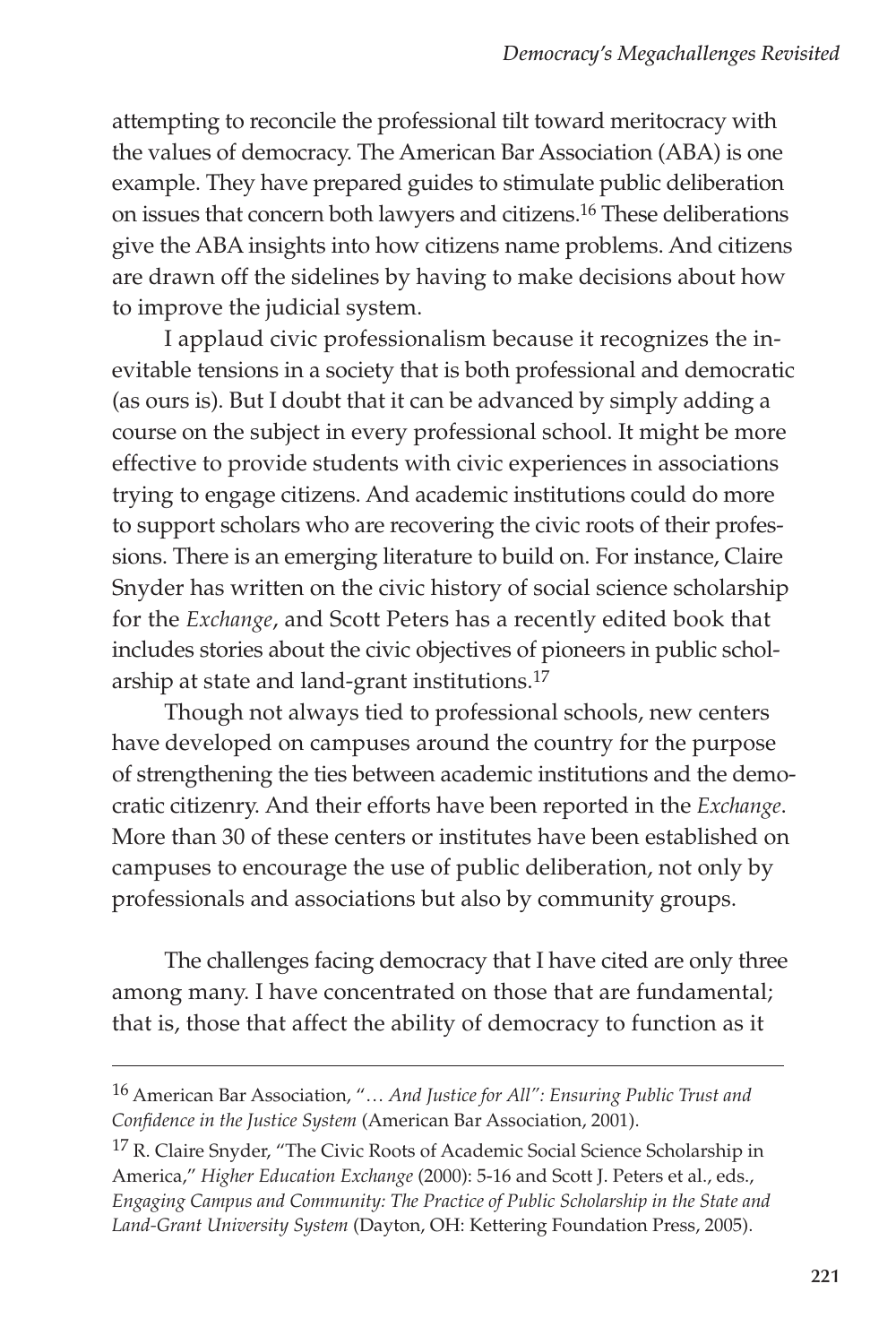attempting to reconcile the professional tilt toward meritocracy with the values of democracy. The American Bar Association (ABA) is one example. They have prepared guides to stimulate public deliberation on issues that concern both lawyers and citizens.[16] These deliberations give the ABA insights into how citizens name problems. And citizens are drawn off the sidelines by having to make decisions about how to improve the judicial system.

I applaud civic professionalism because it recognizes the inevitable tensions in a society that is both professional and democratic (as ours is). But I doubt that it can be advanced by simply adding a course on the subject in every professional school. It might be more effective to provide students with civic experiences in associations trying to engage citizens. And academic institutions could do more to support scholars who are recovering the civic roots of their professions. There is an emerging literature to build on. For instance, Claire Snyder has written on the civic history of social science scholarship for the *Exchange*, and Scott Peters has a recently edited book that includes stories about the civic objectives of pioneers in public scholarship at state and land-grant institutions.[17]

Though not always tied to professional schools, new centers have developed on campuses around the country for the purpose of strengthening the ties between academic institutions and the democratic citizenry. And their efforts have been reported in the *Exchange*. More than 30 of these centers or institutes have been established on campuses to encourage the use of public deliberation, not only by professionals and associations but also by community groups.

The challenges facing democracy that I have cited are only three among many. I have concentrated on those that are fundamental; that is, those that affect the ability of democracy to function as it

---

[16] American Bar Association, "… *And Justice for All": Ensuring Public Trust and Confidence in the Justice System* (American Bar Association, 2001).

[17] R. Claire Snyder, "The Civic Roots of Academic Social Science Scholarship in America," *Higher Education Exchange* (2000): 5-16 and Scott J. Peters et al., eds., *Engaging Campus and Community: The Practice of Public Scholarship in the State and Land-Grant University System* (Dayton, OH: Kettering Foundation Press, 2005).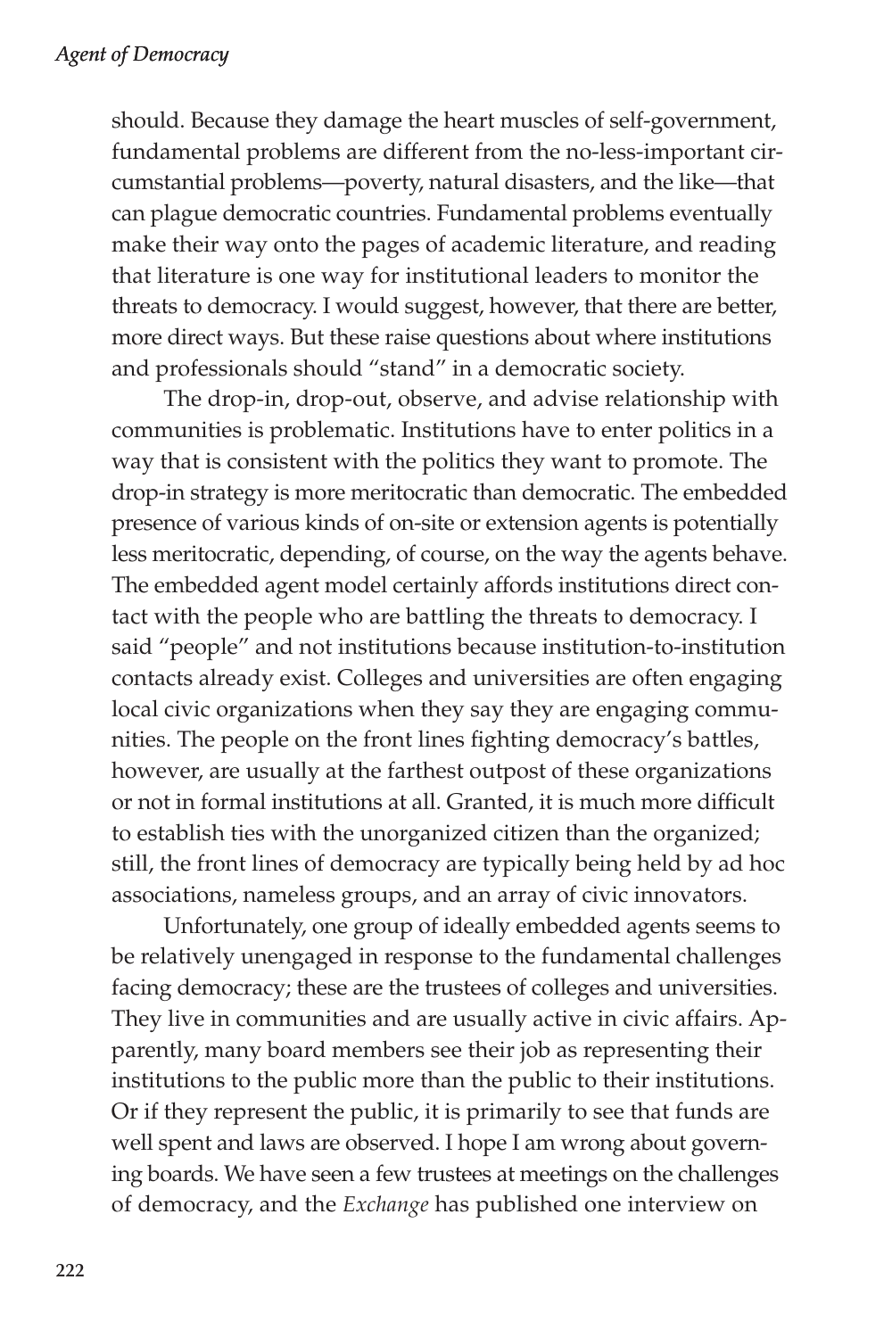should. Because they damage the heart muscles of self-government, fundamental problems are different from the no-less-important circumstantial problems—poverty, natural disasters, and the like—that can plague democratic countries. Fundamental problems eventually make their way onto the pages of academic literature, and reading that literature is one way for institutional leaders to monitor the threats to democracy. I would suggest, however, that there are better, more direct ways. But these raise questions about where institutions and professionals should "stand" in a democratic society.

The drop-in, drop-out, observe, and advise relationship with communities is problematic. Institutions have to enter politics in a way that is consistent with the politics they want to promote. The drop-in strategy is more meritocratic than democratic. The embedded presence of various kinds of on-site or extension agents is potentially less meritocratic, depending, of course, on the way the agents behave. The embedded agent model certainly affords institutions direct contact with the people who are battling the threats to democracy. I said "people" and not institutions because institution-to-institution contacts already exist. Colleges and universities are often engaging local civic organizations when they say they are engaging communities. The people on the front lines fighting democracy's battles, however, are usually at the farthest outpost of these organizations or not in formal institutions at all. Granted, it is much more difficult to establish ties with the unorganized citizen than the organized; still, the front lines of democracy are typically being held by ad hoc associations, nameless groups, and an array of civic innovators.

Unfortunately, one group of ideally embedded agents seems to be relatively unengaged in response to the fundamental challenges facing democracy; these are the trustees of colleges and universities. They live in communities and are usually active in civic affairs. Apparently, many board members see their job as representing their institutions to the public more than the public to their institutions. Or if they represent the public, it is primarily to see that funds are well spent and laws are observed. I hope I am wrong about governing boards. We have seen a few trustees at meetings on the challenges of democracy, and the *Exchange* has published one interview on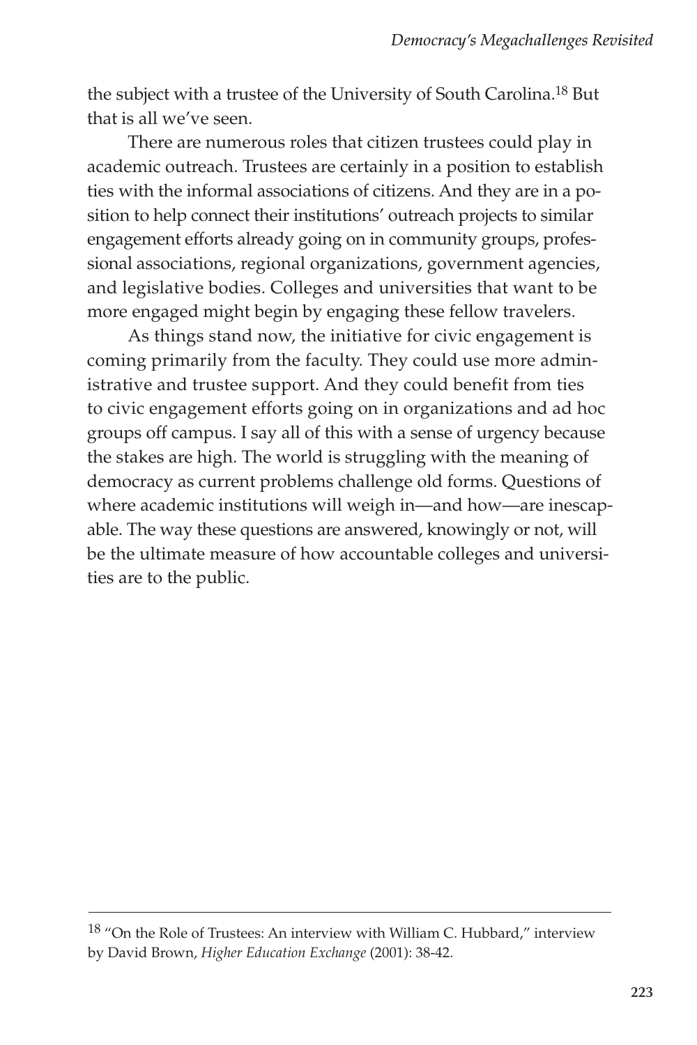the subject with a trustee of the University of South Carolina.[18] But that is all we've seen.

There are numerous roles that citizen trustees could play in academic outreach. Trustees are certainly in a position to establish ties with the informal associations of citizens. And they are in a position to help connect their institutions' outreach projects to similar engagement efforts already going on in community groups, professional associations, regional organizations, government agencies, and legislative bodies. Colleges and universities that want to be more engaged might begin by engaging these fellow travelers.

As things stand now, the initiative for civic engagement is coming primarily from the faculty. They could use more administrative and trustee support. And they could benefit from ties to civic engagement efforts going on in organizations and ad hoc groups off campus. I say all of this with a sense of urgency because the stakes are high. The world is struggling with the meaning of democracy as current problems challenge old forms. Questions of where academic institutions will weigh in—and how—are inescapable. The way these questions are answered, knowingly or not, will be the ultimate measure of how accountable colleges and universities are to the public.

---

[18] "On the Role of Trustees: An interview with William C. Hubbard," interview by David Brown, *Higher Education Exchange* (2001): 38-42.